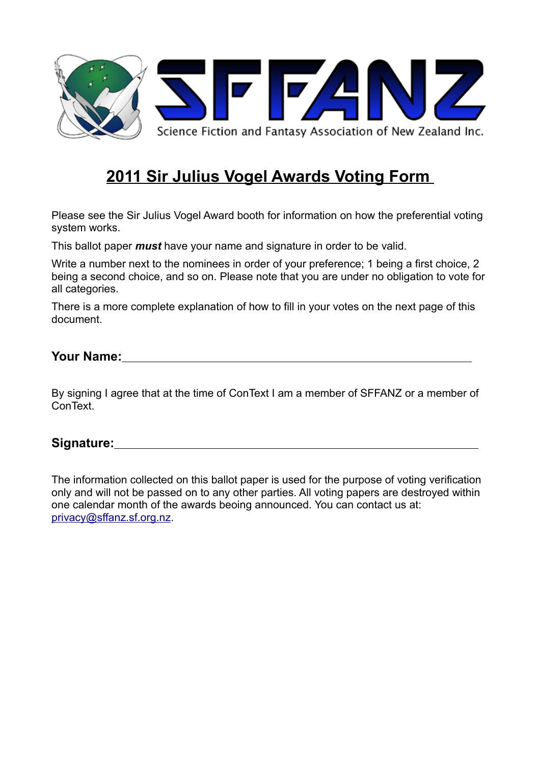SFFANZ

Science Fiction and Fantasy Association of New Zealand Inc.

# 2011 Sir Julius Vogel Awards Voting Form

Please see the Sir Julius Vogel Award booth for information on how the preferential voting system works.

This ballot paper ***must*** have your name and signature in order to be valid.

Write a number next to the nominees in order of your preference; 1 being a first choice, 2 being a second choice, and so on. Please note that you are under no obligation to vote for all categories.

There is a more complete explanation of how to fill in your votes on the next page of this document.

**Your Name:**\_\_\_\_\_\_\_\_\_\_\_\_\_\_\_\_\_\_\_\_\_\_\_\_\_\_\_\_\_\_\_\_\_\_\_\_\_\_\_\_\_\_\_\_

By signing I agree that at the time of ConText I am a member of SFFANZ or a member of ConText.

**Signature:**\_\_\_\_\_\_\_\_\_\_\_\_\_\_\_\_\_\_\_\_\_\_\_\_\_\_\_\_\_\_\_\_\_\_\_\_\_\_\_\_\_\_\_\_

The information collected on this ballot paper is used for the purpose of voting verification only and will not be passed on to any other parties. All voting papers are destroyed within one calendar month of the awards beoing announced. You can contact us at: privacy@sffanz.sf.org.nz.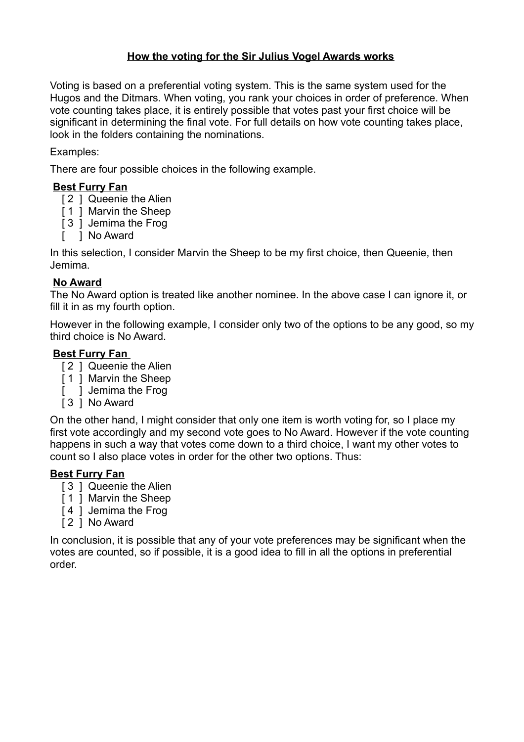## How the voting for the Sir Julius Vogel Awards works

Voting is based on a preferential voting system. This is the same system used for the Hugos and the Ditmars. When voting, you rank your choices in order of preference. When vote counting takes place, it is entirely possible that votes past your first choice will be significant in determining the final vote. For full details on how vote counting takes place, look in the folders containing the nominations.

Examples:

There are four possible choices in the following example.

**Best Furry Fan**

[ 2 ] Queenie the Alien
[ 1 ] Marvin the Sheep
[ 3 ] Jemima the Frog
[   ] No Award

In this selection, I consider Marvin the Sheep to be my first choice, then Queenie, then Jemima.

**No Award**

The No Award option is treated like another nominee. In the above case I can ignore it, or fill it in as my fourth option.

However in the following example, I consider only two of the options to be any good, so my third choice is No Award.

**Best Furry Fan**

[ 2 ] Queenie the Alien
[ 1 ] Marvin the Sheep
[   ] Jemima the Frog
[ 3 ] No Award

On the other hand, I might consider that only one item is worth voting for, so I place my first vote accordingly and my second vote goes to No Award. However if the vote counting happens in such a way that votes come down to a third choice, I want my other votes to count so I also place votes in order for the other two options. Thus:

**Best Furry Fan**

[ 3 ] Queenie the Alien
[ 1 ] Marvin the Sheep
[ 4 ] Jemima the Frog
[ 2 ] No Award

In conclusion, it is possible that any of your vote preferences may be significant when the votes are counted, so if possible, it is a good idea to fill in all the options in preferential order.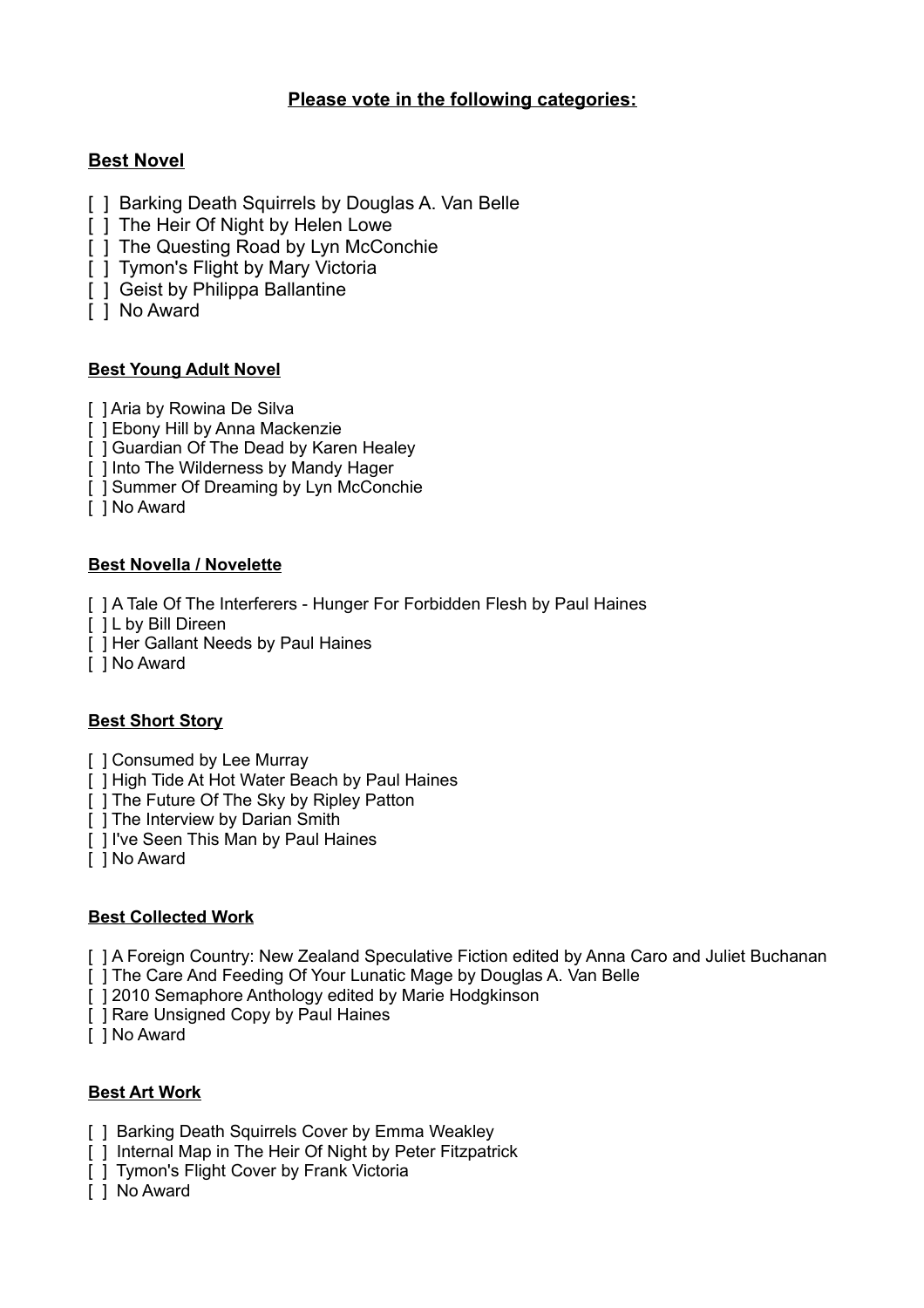## Please vote in the following categories:

### Best Novel

- [ ] Barking Death Squirrels by Douglas A. Van Belle
- [ ] The Heir Of Night by Helen Lowe
- [ ] The Questing Road by Lyn McConchie
- [ ] Tymon's Flight by Mary Victoria
- [ ] Geist by Philippa Ballantine
- [ ] No Award

### Best Young Adult Novel

- [ ] Aria by Rowina De Silva
- [ ] Ebony Hill by Anna Mackenzie
- [ ] Guardian Of The Dead by Karen Healey
- [ ] Into The Wilderness by Mandy Hager
- [ ] Summer Of Dreaming by Lyn McConchie
- [ ] No Award

### Best Novella / Novelette

- [ ] A Tale Of The Interferers - Hunger For Forbidden Flesh by Paul Haines
- [ ] L by Bill Direen
- [ ] Her Gallant Needs by Paul Haines
- [ ] No Award

### Best Short Story

- [ ] Consumed by Lee Murray
- [ ] High Tide At Hot Water Beach by Paul Haines
- [ ] The Future Of The Sky by Ripley Patton
- [ ] The Interview by Darian Smith
- [ ] I've Seen This Man by Paul Haines
- [ ] No Award

### Best Collected Work

- [ ] A Foreign Country: New Zealand Speculative Fiction edited by Anna Caro and Juliet Buchanan
- [ ] The Care And Feeding Of Your Lunatic Mage by Douglas A. Van Belle
- [ ] 2010 Semaphore Anthology edited by Marie Hodgkinson
- [ ] Rare Unsigned Copy by Paul Haines
- [ ] No Award

### Best Art Work

- [ ] Barking Death Squirrels Cover by Emma Weakley
- [ ] Internal Map in The Heir Of Night by Peter Fitzpatrick
- [ ] Tymon's Flight Cover by Frank Victoria
- [ ] No Award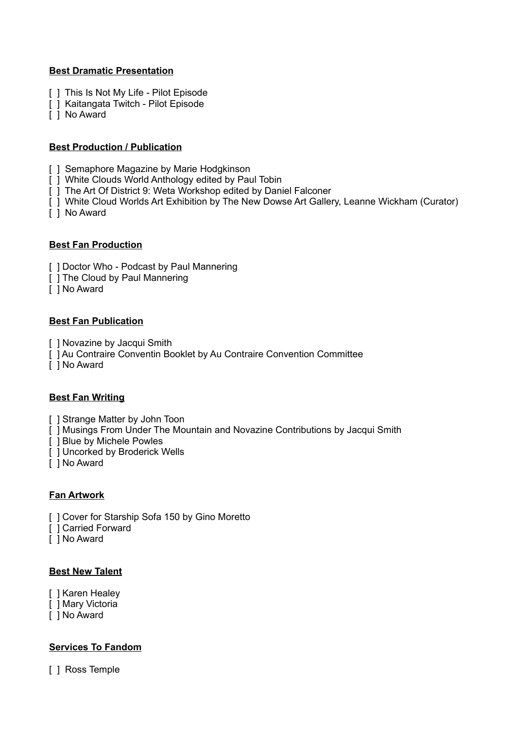**Best Dramatic Presentation**

[ ] This Is Not My Life - Pilot Episode
[ ] Kaitangata Twitch - Pilot Episode
[ ] No Award

**Best Production / Publication**

[ ] Semaphore Magazine by Marie Hodgkinson
[ ] White Clouds World Anthology edited by Paul Tobin
[ ] The Art Of District 9: Weta Workshop edited by Daniel Falconer
[ ] White Cloud Worlds Art Exhibition by The New Dowse Art Gallery, Leanne Wickham (Curator)
[ ] No Award

**Best Fan Production**

[ ] Doctor Who - Podcast by Paul Mannering
[ ] The Cloud by Paul Mannering
[ ] No Award

**Best Fan Publication**

[ ] Novazine by Jacqui Smith
[ ] Au Contraire Conventin Booklet by Au Contraire Convention Committee
[ ] No Award

**Best Fan Writing**

[ ] Strange Matter by John Toon
[ ] Musings From Under The Mountain and Novazine Contributions by Jacqui Smith
[ ] Blue by Michele Powles
[ ] Uncorked by Broderick Wells
[ ] No Award

**Fan Artwork**

[ ] Cover for Starship Sofa 150 by Gino Moretto
[ ] Carried Forward
[ ] No Award

**Best New Talent**

[ ] Karen Healey
[ ] Mary Victoria
[ ] No Award

**Services To Fandom**

[ ] Ross Temple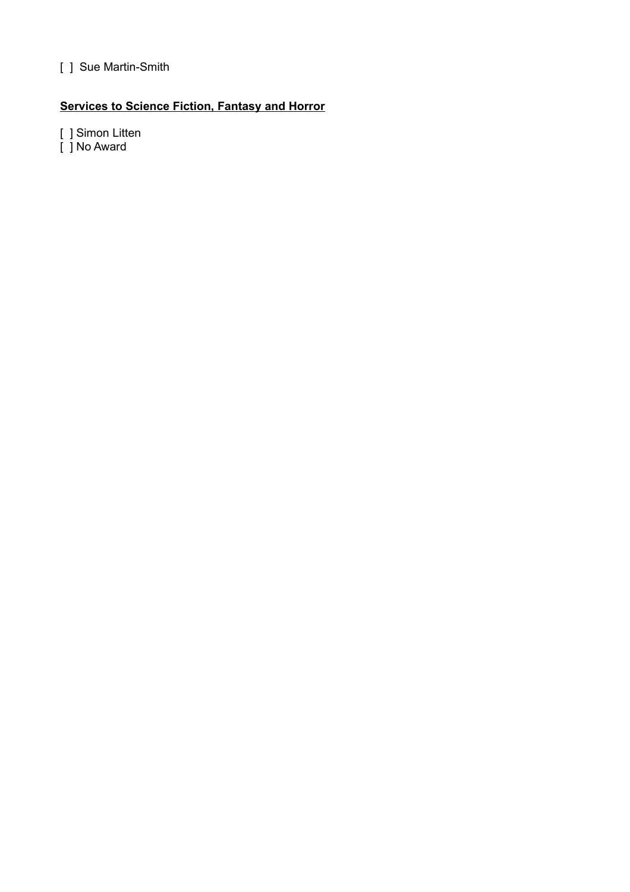[ ]  Sue Martin-Smith

**Services to Science Fiction, Fantasy and Horror**

[ ] Simon Litten
[ ] No Award